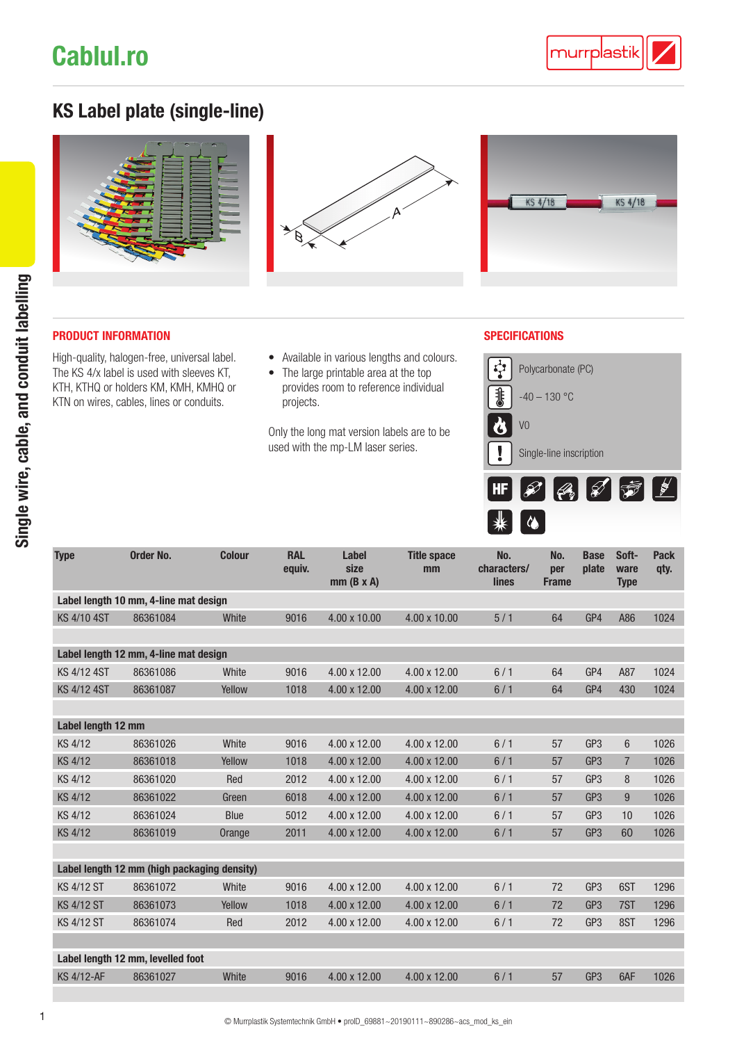Cablul.ro

# KS Label plate (single-line)

## PRODUCT INFORMATION

High-quality, halogen-free, universal label. The KS 4/x label is used with sleeves KT, KTH, KTHQ or holders KM, KMH, KMHQ or KTN on wires, cables, lines or conduits.

- Available in various lengths and colours.
- The large printable area at the top provides room to reference individual projects.

Only the long mat version labels are to be used with the mp-LM laser series.

## SPECIFICATIONS

- Polycarbonate (PC)
- -40 – 130 °C
- V0
- Single-line inscription

| Type | Order No. | Colour | RAL equiv. | Label size mm (B x A) | Title space mm | No. characters/ lines | No. per Frame | Base plate | Soft-ware Type | Pack qty. |
|---|---|---|---|---|---|---|---|---|---|---|
| **Label length 10 mm, 4-line mat design** | | | | | | | | | | |
| KS 4/10 4ST | 86361084 | White | 9016 | 4.00 x 10.00 | 4.00 x 10.00 | 5 / 1 | 64 | GP4 | A86 | 1024 |
| **Label length 12 mm, 4-line mat design** | | | | | | | | | | |
| KS 4/12 4ST | 86361086 | White | 9016 | 4.00 x 12.00 | 4.00 x 12.00 | 6 / 1 | 64 | GP4 | A87 | 1024 |
| KS 4/12 4ST | 86361087 | Yellow | 1018 | 4.00 x 12.00 | 4.00 x 12.00 | 6 / 1 | 64 | GP4 | 430 | 1024 |
| **Label length 12 mm** | | | | | | | | | | |
| KS 4/12 | 86361026 | White | 9016 | 4.00 x 12.00 | 4.00 x 12.00 | 6 / 1 | 57 | GP3 | 6 | 1026 |
| KS 4/12 | 86361018 | Yellow | 1018 | 4.00 x 12.00 | 4.00 x 12.00 | 6 / 1 | 57 | GP3 | 7 | 1026 |
| KS 4/12 | 86361020 | Red | 2012 | 4.00 x 12.00 | 4.00 x 12.00 | 6 / 1 | 57 | GP3 | 8 | 1026 |
| KS 4/12 | 86361022 | Green | 6018 | 4.00 x 12.00 | 4.00 x 12.00 | 6 / 1 | 57 | GP3 | 9 | 1026 |
| KS 4/12 | 86361024 | Blue | 5012 | 4.00 x 12.00 | 4.00 x 12.00 | 6 / 1 | 57 | GP3 | 10 | 1026 |
| KS 4/12 | 86361019 | Orange | 2011 | 4.00 x 12.00 | 4.00 x 12.00 | 6 / 1 | 57 | GP3 | 60 | 1026 |
| **Label length 12 mm (high packaging density)** | | | | | | | | | | |
| KS 4/12 ST | 86361072 | White | 9016 | 4.00 x 12.00 | 4.00 x 12.00 | 6 / 1 | 72 | GP3 | 6ST | 1296 |
| KS 4/12 ST | 86361073 | Yellow | 1018 | 4.00 x 12.00 | 4.00 x 12.00 | 6 / 1 | 72 | GP3 | 7ST | 1296 |
| KS 4/12 ST | 86361074 | Red | 2012 | 4.00 x 12.00 | 4.00 x 12.00 | 6 / 1 | 72 | GP3 | 8ST | 1296 |
| **Label length 12 mm, levelled foot** | | | | | | | | | | |
| KS 4/12-AF | 86361027 | White | 9016 | 4.00 x 12.00 | 4.00 x 12.00 | 6 / 1 | 57 | GP3 | 6AF | 1026 |

© Murrplastik Systemtechnik GmbH • proID_69881~20190111~890286~acs_mod_ks_ein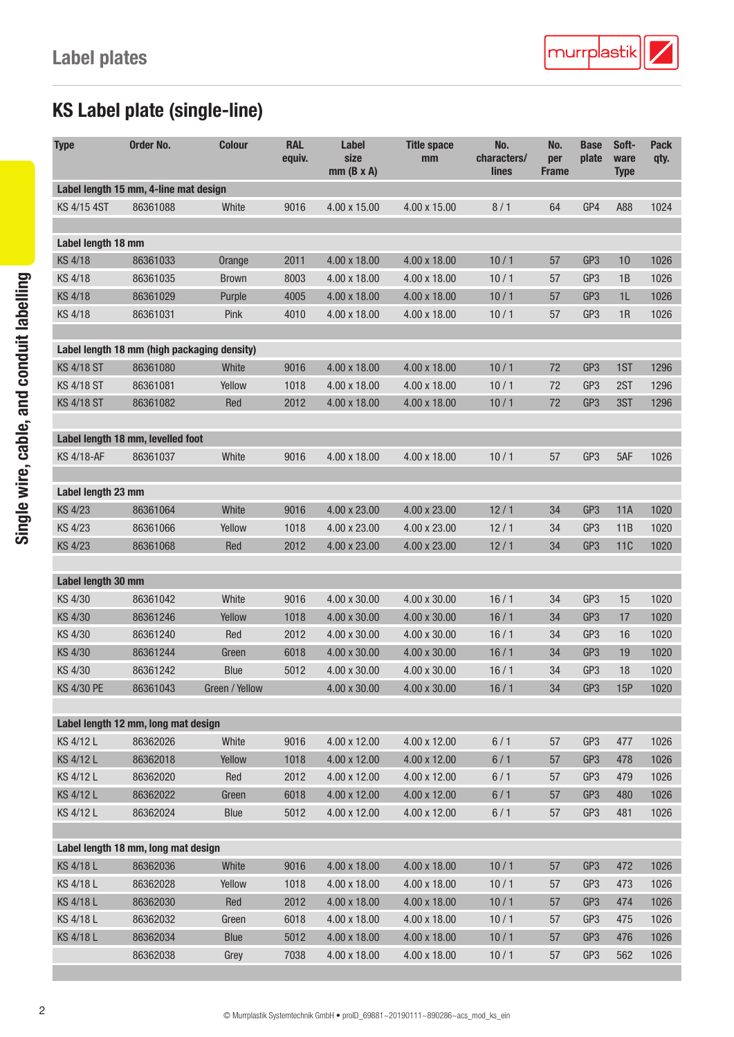# Label plates

## KS Label plate (single-line)

| Type | Order No. | Colour | RAL equiv. | Label size mm (B x A) | Title space mm | No. characters/ lines | No. per Frame | Base plate | Software Type | Pack qty. |
|---|---|---|---|---|---|---|---|---|---|---|
| **Label length 15 mm, 4-line mat design** | | | | | | | | | | |
| KS 4/15 4ST | 86361088 | White | 9016 | 4.00 x 15.00 | 4.00 x 15.00 | 8 / 1 | 64 | GP4 | A88 | 1024 |
| **Label length 18 mm** | | | | | | | | | | |
| KS 4/18 | 86361033 | Orange | 2011 | 4.00 x 18.00 | 4.00 x 18.00 | 10 / 1 | 57 | GP3 | 10 | 1026 |
| KS 4/18 | 86361035 | Brown | 8003 | 4.00 x 18.00 | 4.00 x 18.00 | 10 / 1 | 57 | GP3 | 1B | 1026 |
| KS 4/18 | 86361029 | Purple | 4005 | 4.00 x 18.00 | 4.00 x 18.00 | 10 / 1 | 57 | GP3 | 1L | 1026 |
| KS 4/18 | 86361031 | Pink | 4010 | 4.00 x 18.00 | 4.00 x 18.00 | 10 / 1 | 57 | GP3 | 1R | 1026 |
| **Label length 18 mm (high packaging density)** | | | | | | | | | | |
| KS 4/18 ST | 86361080 | White | 9016 | 4.00 x 18.00 | 4.00 x 18.00 | 10 / 1 | 72 | GP3 | 1ST | 1296 |
| KS 4/18 ST | 86361081 | Yellow | 1018 | 4.00 x 18.00 | 4.00 x 18.00 | 10 / 1 | 72 | GP3 | 2ST | 1296 |
| KS 4/18 ST | 86361082 | Red | 2012 | 4.00 x 18.00 | 4.00 x 18.00 | 10 / 1 | 72 | GP3 | 3ST | 1296 |
| **Label length 18 mm, levelled foot** | | | | | | | | | | |
| KS 4/18-AF | 86361037 | White | 9016 | 4.00 x 18.00 | 4.00 x 18.00 | 10 / 1 | 57 | GP3 | 5AF | 1026 |
| **Label length 23 mm** | | | | | | | | | | |
| KS 4/23 | 86361064 | White | 9016 | 4.00 x 23.00 | 4.00 x 23.00 | 12 / 1 | 34 | GP3 | 11A | 1020 |
| KS 4/23 | 86361066 | Yellow | 1018 | 4.00 x 23.00 | 4.00 x 23.00 | 12 / 1 | 34 | GP3 | 11B | 1020 |
| KS 4/23 | 86361068 | Red | 2012 | 4.00 x 23.00 | 4.00 x 23.00 | 12 / 1 | 34 | GP3 | 11C | 1020 |
| **Label length 30 mm** | | | | | | | | | | |
| KS 4/30 | 86361042 | White | 9016 | 4.00 x 30.00 | 4.00 x 30.00 | 16 / 1 | 34 | GP3 | 15 | 1020 |
| KS 4/30 | 86361246 | Yellow | 1018 | 4.00 x 30.00 | 4.00 x 30.00 | 16 / 1 | 34 | GP3 | 17 | 1020 |
| KS 4/30 | 86361240 | Red | 2012 | 4.00 x 30.00 | 4.00 x 30.00 | 16 / 1 | 34 | GP3 | 16 | 1020 |
| KS 4/30 | 86361244 | Green | 6018 | 4.00 x 30.00 | 4.00 x 30.00 | 16 / 1 | 34 | GP3 | 19 | 1020 |
| KS 4/30 | 86361242 | Blue | 5012 | 4.00 x 30.00 | 4.00 x 30.00 | 16 / 1 | 34 | GP3 | 18 | 1020 |
| KS 4/30 PE | 86361043 | Green / Yellow | | 4.00 x 30.00 | 4.00 x 30.00 | 16 / 1 | 34 | GP3 | 15P | 1020 |
| **Label length 12 mm, long mat design** | | | | | | | | | | |
| KS 4/12 L | 86362026 | White | 9016 | 4.00 x 12.00 | 4.00 x 12.00 | 6 / 1 | 57 | GP3 | 477 | 1026 |
| KS 4/12 L | 86362018 | Yellow | 1018 | 4.00 x 12.00 | 4.00 x 12.00 | 6 / 1 | 57 | GP3 | 478 | 1026 |
| KS 4/12 L | 86362020 | Red | 2012 | 4.00 x 12.00 | 4.00 x 12.00 | 6 / 1 | 57 | GP3 | 479 | 1026 |
| KS 4/12 L | 86362022 | Green | 6018 | 4.00 x 12.00 | 4.00 x 12.00 | 6 / 1 | 57 | GP3 | 480 | 1026 |
| KS 4/12 L | 86362024 | Blue | 5012 | 4.00 x 12.00 | 4.00 x 12.00 | 6 / 1 | 57 | GP3 | 481 | 1026 |
| **Label length 18 mm, long mat design** | | | | | | | | | | |
| KS 4/18 L | 86362036 | White | 9016 | 4.00 x 18.00 | 4.00 x 18.00 | 10 / 1 | 57 | GP3 | 472 | 1026 |
| KS 4/18 L | 86362028 | Yellow | 1018 | 4.00 x 18.00 | 4.00 x 18.00 | 10 / 1 | 57 | GP3 | 473 | 1026 |
| KS 4/18 L | 86362030 | Red | 2012 | 4.00 x 18.00 | 4.00 x 18.00 | 10 / 1 | 57 | GP3 | 474 | 1026 |
| KS 4/18 L | 86362032 | Green | 6018 | 4.00 x 18.00 | 4.00 x 18.00 | 10 / 1 | 57 | GP3 | 475 | 1026 |
| KS 4/18 L | 86362034 | Blue | 5012 | 4.00 x 18.00 | 4.00 x 18.00 | 10 / 1 | 57 | GP3 | 476 | 1026 |
| | 86362038 | Grey | 7038 | 4.00 x 18.00 | 4.00 x 18.00 | 10 / 1 | 57 | GP3 | 562 | 1026 |

© Murrplastik Systemtechnik GmbH • proID_69881~20190111~890286~acs_mod_ks_ein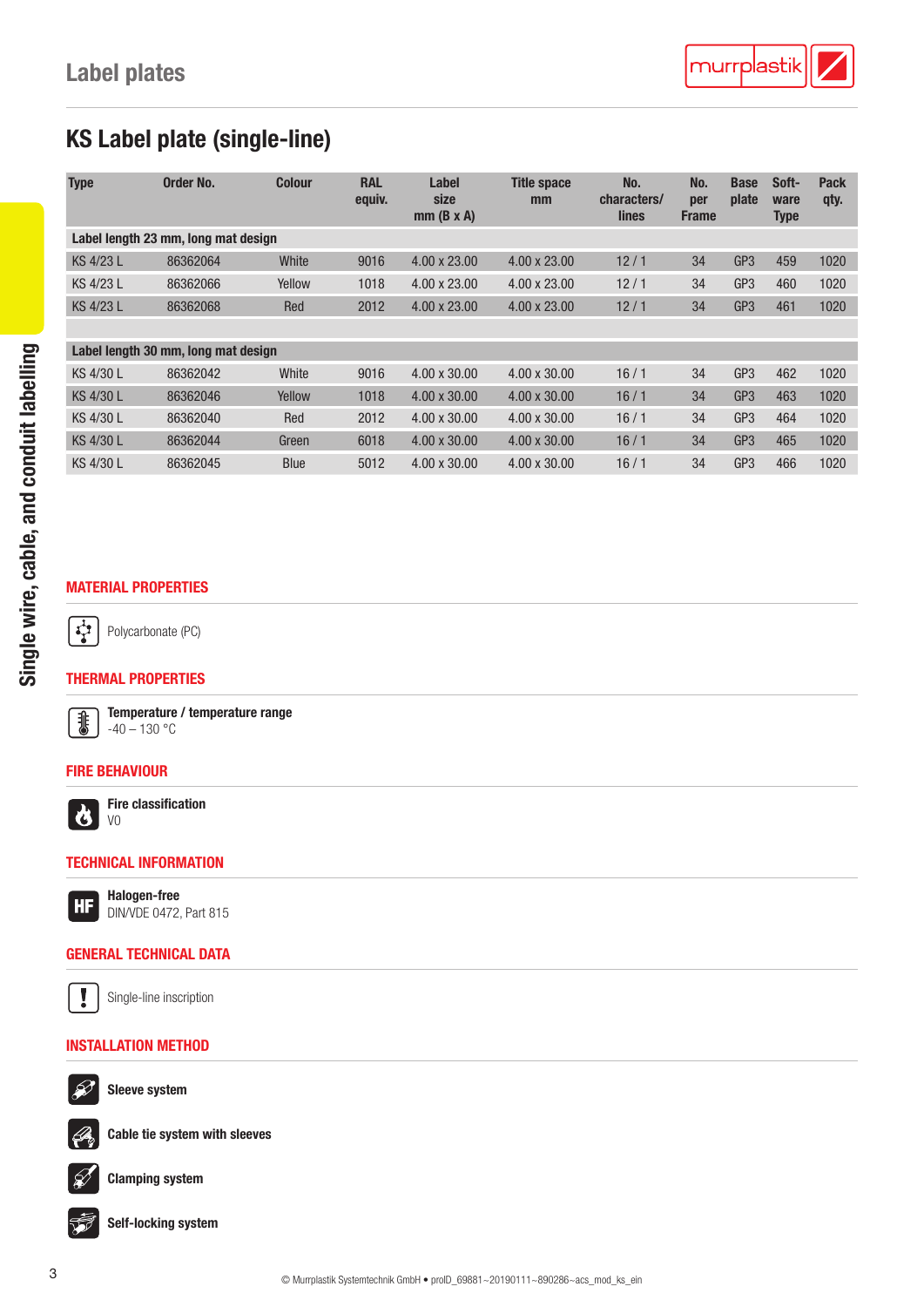# Label plates

## KS Label plate (single-line)

| Type | Order No. | Colour | RAL equiv. | Label size mm (B x A) | Title space mm | No. characters/ lines | No. per Frame | Base plate | Soft-ware Type | Pack qty. |
|---|---|---|---|---|---|---|---|---|---|---|
| **Label length 23 mm, long mat design** | | | | | | | | | | |
| KS 4/23 L | 86362064 | White | 9016 | 4.00 x 23.00 | 4.00 x 23.00 | 12 / 1 | 34 | GP3 | 459 | 1020 |
| KS 4/23 L | 86362066 | Yellow | 1018 | 4.00 x 23.00 | 4.00 x 23.00 | 12 / 1 | 34 | GP3 | 460 | 1020 |
| KS 4/23 L | 86362068 | Red | 2012 | 4.00 x 23.00 | 4.00 x 23.00 | 12 / 1 | 34 | GP3 | 461 | 1020 |
| **Label length 30 mm, long mat design** | | | | | | | | | | |
| KS 4/30 L | 86362042 | White | 9016 | 4.00 x 30.00 | 4.00 x 30.00 | 16 / 1 | 34 | GP3 | 462 | 1020 |
| KS 4/30 L | 86362046 | Yellow | 1018 | 4.00 x 30.00 | 4.00 x 30.00 | 16 / 1 | 34 | GP3 | 463 | 1020 |
| KS 4/30 L | 86362040 | Red | 2012 | 4.00 x 30.00 | 4.00 x 30.00 | 16 / 1 | 34 | GP3 | 464 | 1020 |
| KS 4/30 L | 86362044 | Green | 6018 | 4.00 x 30.00 | 4.00 x 30.00 | 16 / 1 | 34 | GP3 | 465 | 1020 |
| KS 4/30 L | 86362045 | Blue | 5012 | 4.00 x 30.00 | 4.00 x 30.00 | 16 / 1 | 34 | GP3 | 466 | 1020 |

### MATERIAL PROPERTIES

Polycarbonate (PC)

### THERMAL PROPERTIES

**Temperature / temperature range**
-40 – 130 °C

### FIRE BEHAVIOUR

**Fire classification**
V0

### TECHNICAL INFORMATION

**Halogen-free**
DIN/VDE 0472, Part 815

### GENERAL TECHNICAL DATA

Single-line inscription

### INSTALLATION METHOD

**Sleeve system**

**Cable tie system with sleeves**

**Clamping system**

**Self-locking system**

© Murrplastik Systemtechnik GmbH • proID_69881~20190111~890286~acs_mod_ks_ein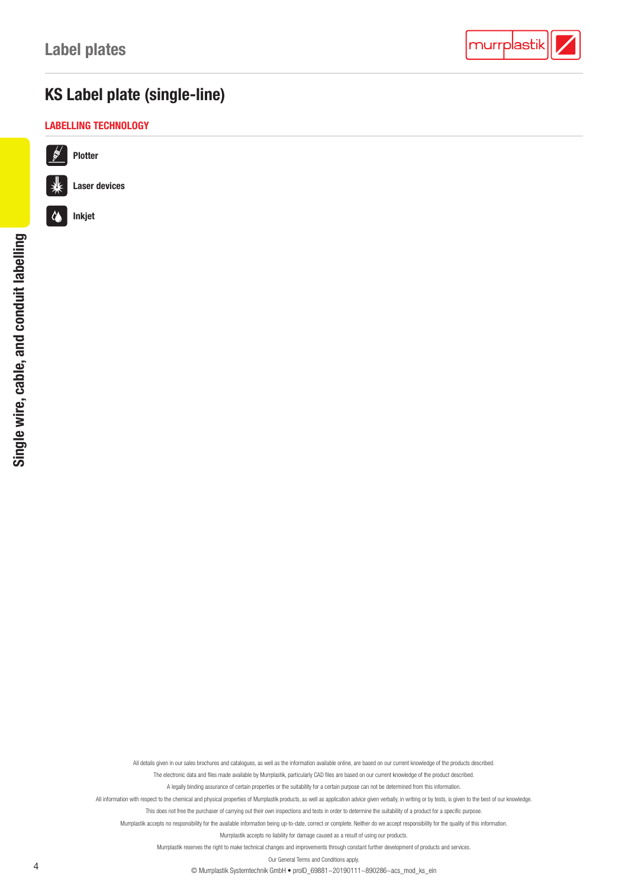# KS Label plate (single-line)

## LABELLING TECHNOLOGY

- Plotter
- Laser devices
- Inkjet

All details given in our sales brochures and catalogues, as well as the information available online, are based on our current knowledge of the products described.
The electronic data and files made available by Murrplastik, particularly CAD files are based on our current knowledge of the product described.
A legally binding assurance of certain properties or the suitability for a certain purpose can not be determined from this information.
All information with respect to the chemical and physical properties of Murrplastik products, as well as application advice given verbally, in writing or by tests, is given to the best of our knowledge.
This does not free the purchaser of carrying out their own inspections and tests in order to determine the suitability of a product for a specific purpose.
Murrplastik accepts no responsibility for the available information being up-to-date, correct or complete. Neither do we accept responsibility for the quality of this information.
Murrplastik accepts no liability for damage caused as a result of using our products.
Murrplastik reserves the right to make technical changes and improvements through constant further development of products and services.
Our General Terms and Conditions apply.
© Murrplastik Systemtechnik GmbH • proID_69881~20190111~890286~acs_mod_ks_ein